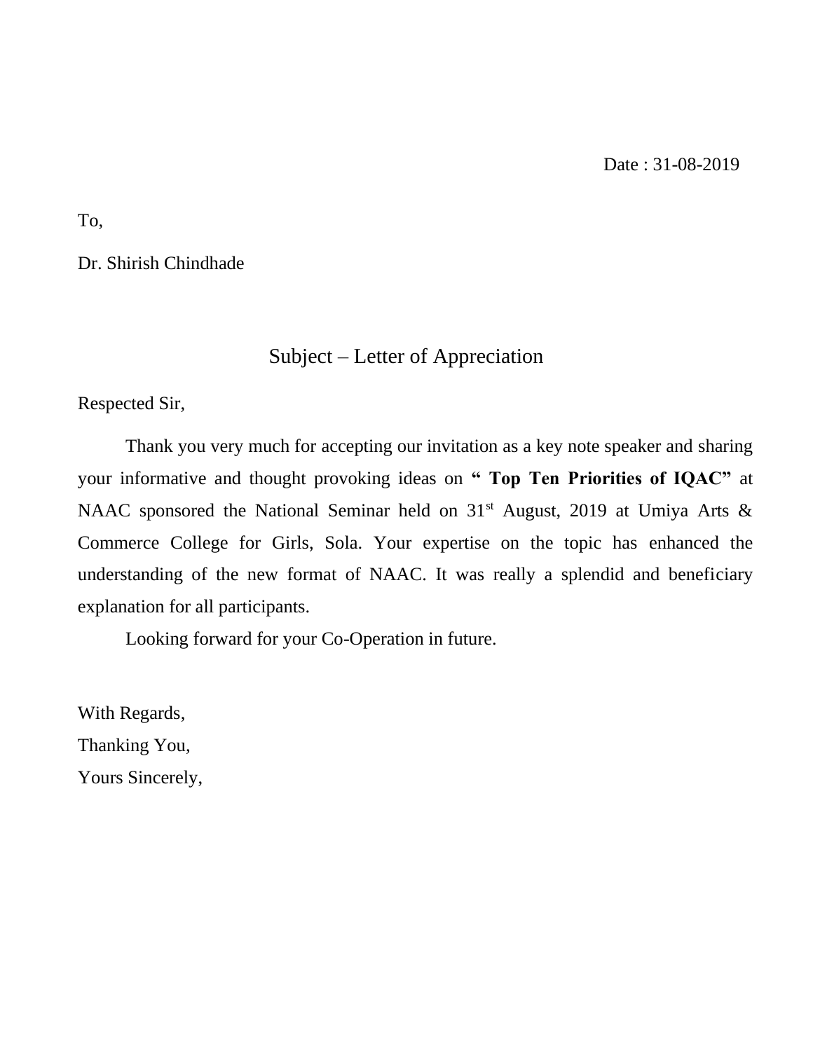Date : 31-08-2019

To,

Dr. Shirish Chindhade

Subject – Letter of Appreciation

Respected Sir,

Thank you very much for accepting our invitation as a key note speaker and sharing your informative and thought provoking ideas on **" Top Ten Priorities of IQAC"** at NAAC sponsored the National Seminar held on 31st August, 2019 at Umiya Arts & Commerce College for Girls, Sola. Your expertise on the topic has enhanced the understanding of the new format of NAAC. It was really a splendid and beneficiary explanation for all participants.

Looking forward for your Co-Operation in future.

With Regards,

Thanking You,

Yours Sincerely,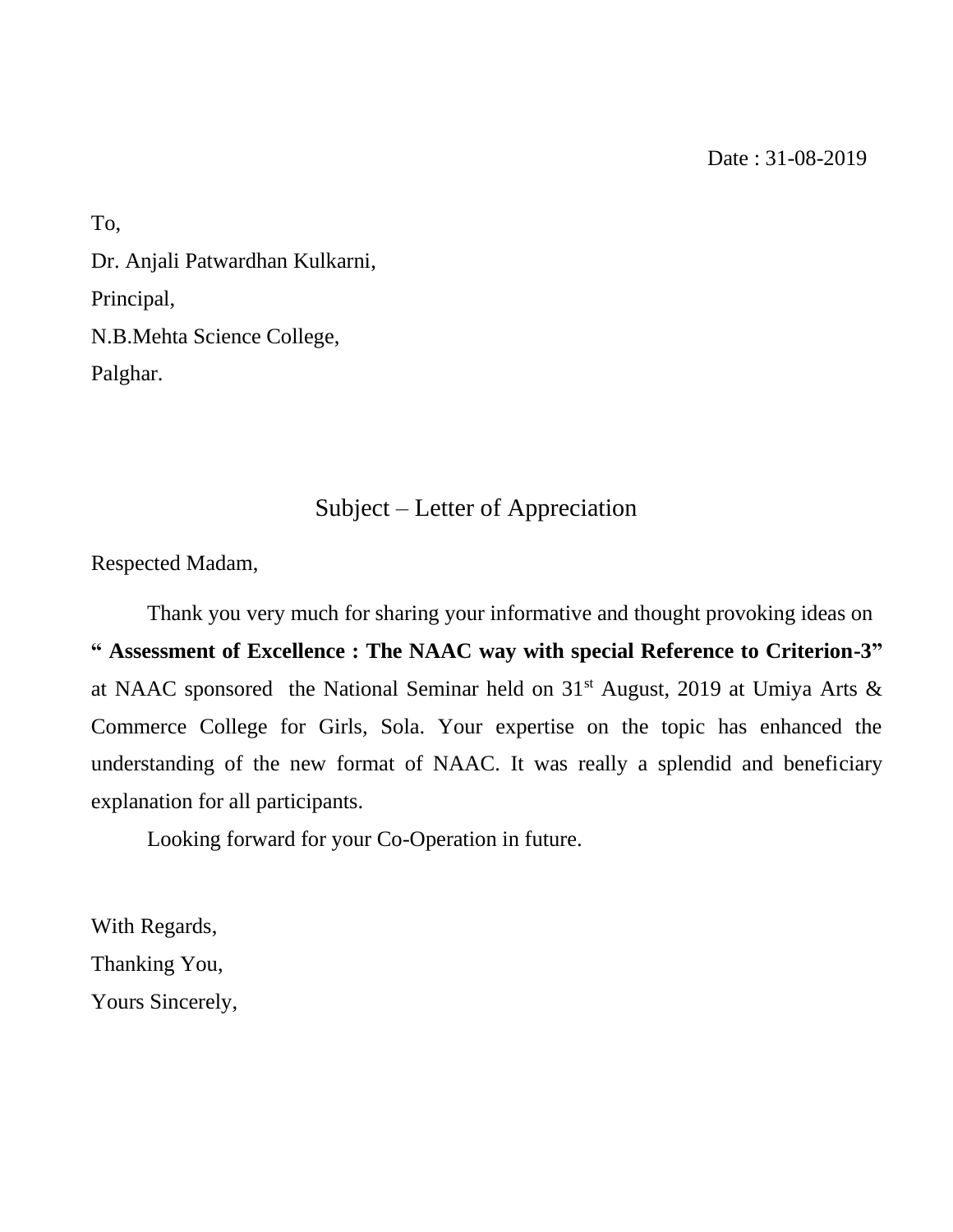Date : 31-08-2019

To,

Dr. Anjali Patwardhan Kulkarni,

Principal,

N.B.Mehta Science College,

Palghar.

Subject – Letter of Appreciation

Respected Madam,

Thank you very much for sharing your informative and thought provoking ideas on **" Assessment of Excellence : The NAAC way with special Reference to Criterion-3"** at NAAC sponsored the National Seminar held on 31st August, 2019 at Umiya Arts & Commerce College for Girls, Sola. Your expertise on the topic has enhanced the understanding of the new format of NAAC. It was really a splendid and beneficiary explanation for all participants.

Looking forward for your Co-Operation in future.

With Regards,

Thanking You,

Yours Sincerely,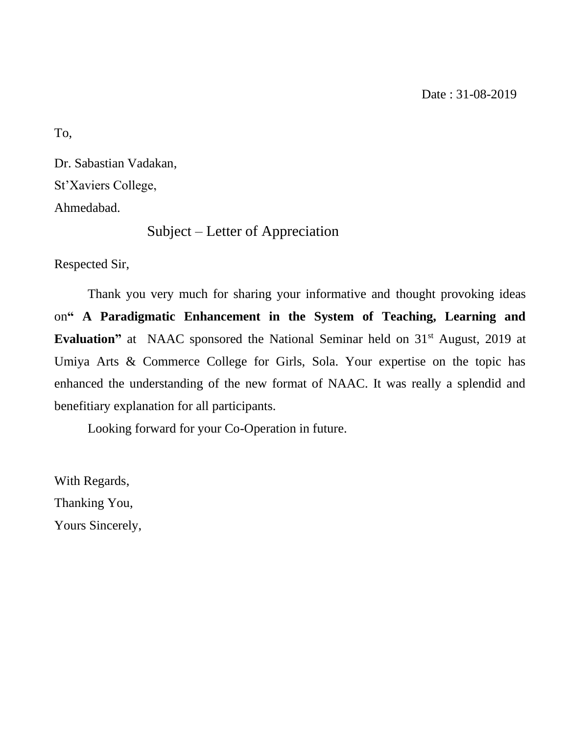Date : 31-08-2019

To,

Dr. Sabastian Vadakan,

St'Xaviers College,

Ahmedabad.

Subject – Letter of Appreciation

Respected Sir,

Thank you very much for sharing your informative and thought provoking ideas on**" A Paradigmatic Enhancement in the System of Teaching, Learning and Evaluation"** at NAAC sponsored the National Seminar held on 31st August, 2019 at Umiya Arts & Commerce College for Girls, Sola. Your expertise on the topic has enhanced the understanding of the new format of NAAC. It was really a splendid and benefitiary explanation for all participants.

Looking forward for your Co-Operation in future.

With Regards,

Thanking You,

Yours Sincerely,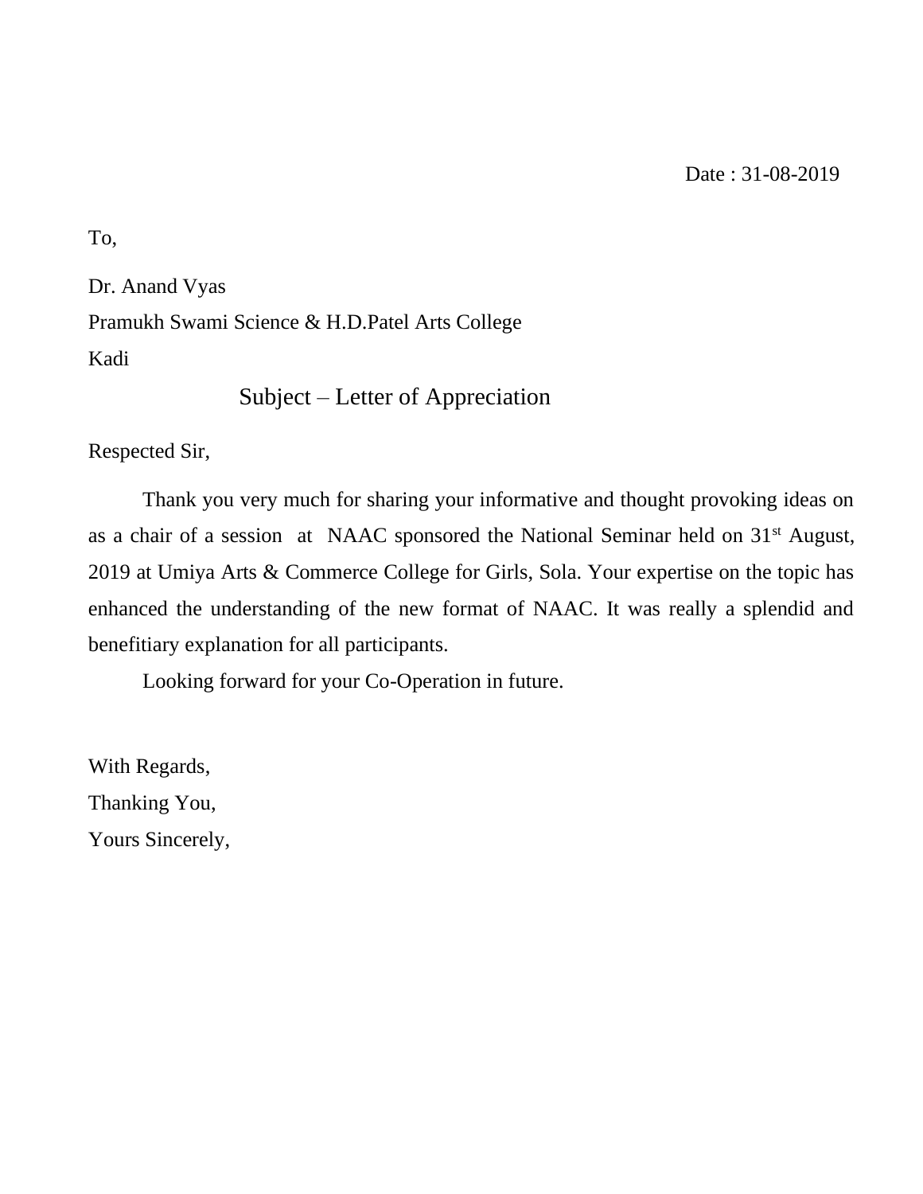Date : 31-08-2019

To,

Dr. Anand Vyas
Pramukh Swami Science & H.D.Patel Arts College
Kadi

Subject – Letter of Appreciation

Respected Sir,

Thank you very much for sharing your informative and thought provoking ideas on as a chair of a session at NAAC sponsored the National Seminar held on 31st August, 2019 at Umiya Arts & Commerce College for Girls, Sola. Your expertise on the topic has enhanced the understanding of the new format of NAAC. It was really a splendid and benefitiary explanation for all participants.

Looking forward for your Co-Operation in future.

With Regards,
Thanking You,
Yours Sincerely,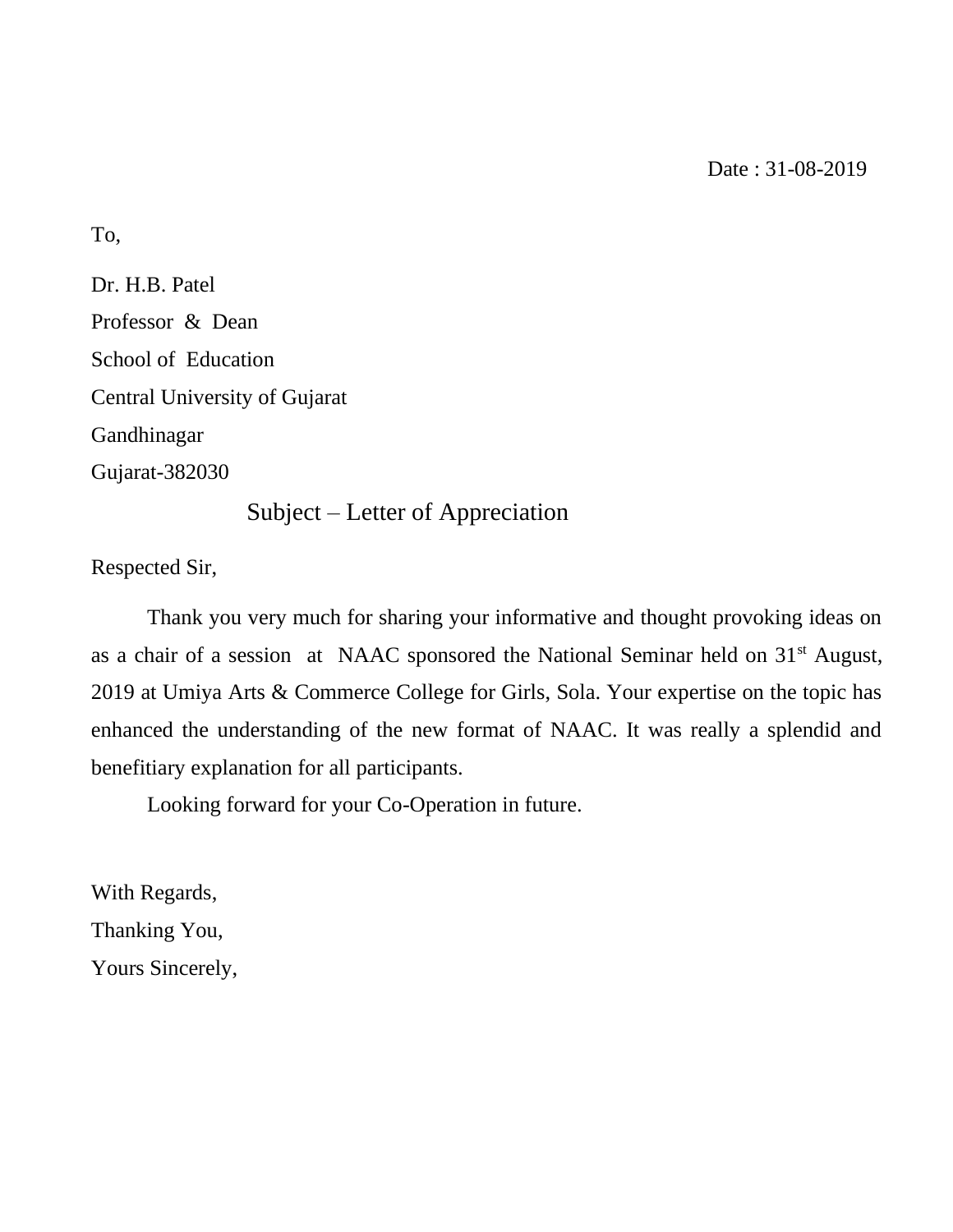Date : 31-08-2019

To,

Dr. H.B. Patel
Professor & Dean
School of Education
Central University of Gujarat
Gandhinagar
Gujarat-382030

Subject – Letter of Appreciation

Respected Sir,

Thank you very much for sharing your informative and thought provoking ideas on as a chair of a session at NAAC sponsored the National Seminar held on 31st August, 2019 at Umiya Arts & Commerce College for Girls, Sola. Your expertise on the topic has enhanced the understanding of the new format of NAAC. It was really a splendid and benefitiary explanation for all participants.

Looking forward for your Co-Operation in future.

With Regards,
Thanking You,
Yours Sincerely,